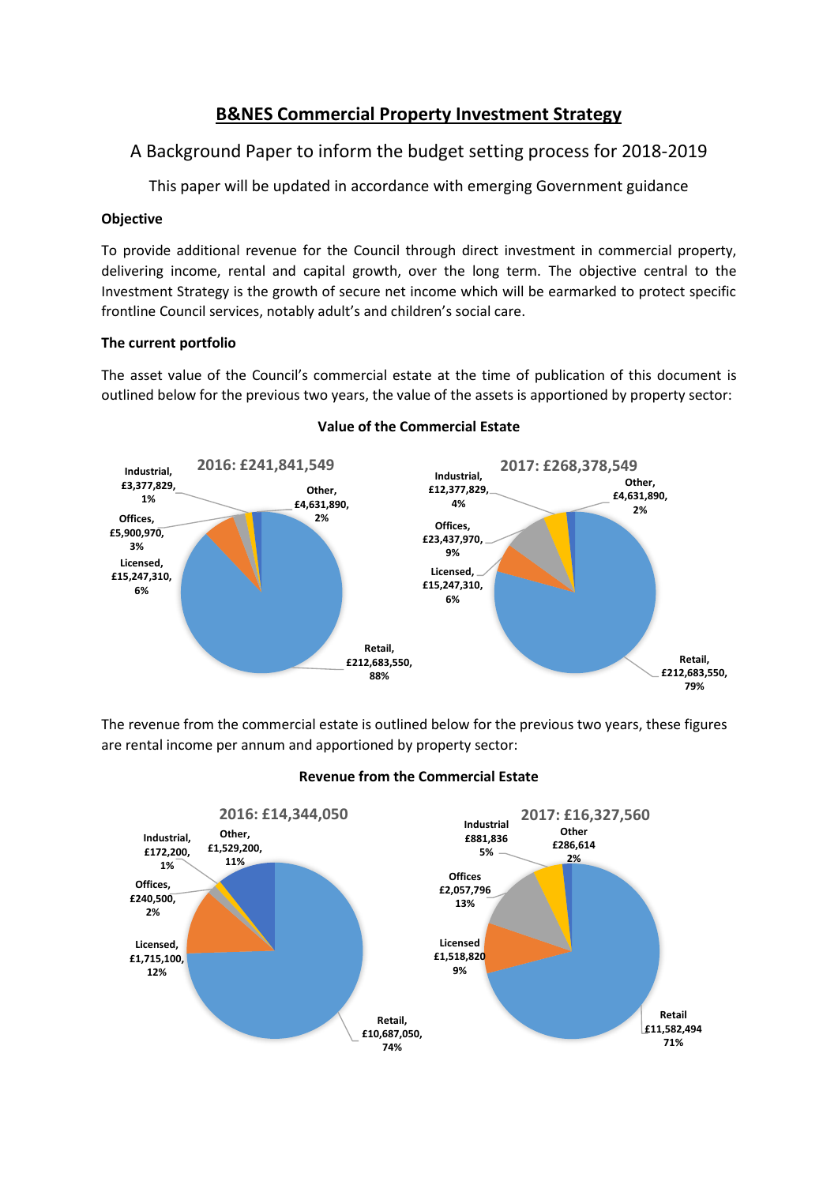# B&NES Commercial Property Investment Strategy

## A Background Paper to inform the budget setting process for 2018-2019

This paper will be updated in accordance with emerging Government guidance

**Objective**

To provide additional revenue for the Council through direct investment in commercial property, delivering income, rental and capital growth, over the long term. The objective central to the Investment Strategy is the growth of secure net income which will be earmarked to protect specific frontline Council services, notably adult's and children's social care.

**The current portfolio**

The asset value of the Council's commercial estate at the time of publication of this document is outlined below for the previous two years, the value of the assets is apportioned by property sector:

**Value of the Commercial Estate**

**2016: £241,841,549**

- Industrial, £3,377,829, 1%
- Other, £4,631,890, 2%
- Offices, £5,900,970, 3%
- Licensed, £15,247,310, 6%
- Retail, £212,683,550, 88%

**2017: £268,378,549**

- Industrial, £12,377,829, 4%
- Other, £4,631,890, 2%
- Offices, £23,437,970, 9%
- Licensed, £15,247,310, 6%
- Retail, £212,683,550, 79%

The revenue from the commercial estate is outlined below for the previous two years, these figures are rental income per annum and apportioned by property sector:

**Revenue from the Commercial Estate**

**2016: £14,344,050**

- Industrial, £172,200, 1%
- Other, £1,529,200, 11%
- Offices, £240,500, 2%
- Licensed, £1,715,100, 12%
- Retail, £10,687,050, 74%

**2017: £16,327,560**

- Industrial £881,836 5%
- Other £286,614 2%
- Offices £2,057,796 13%
- Licensed £1,518,820 9%
- Retail £11,582,494 71%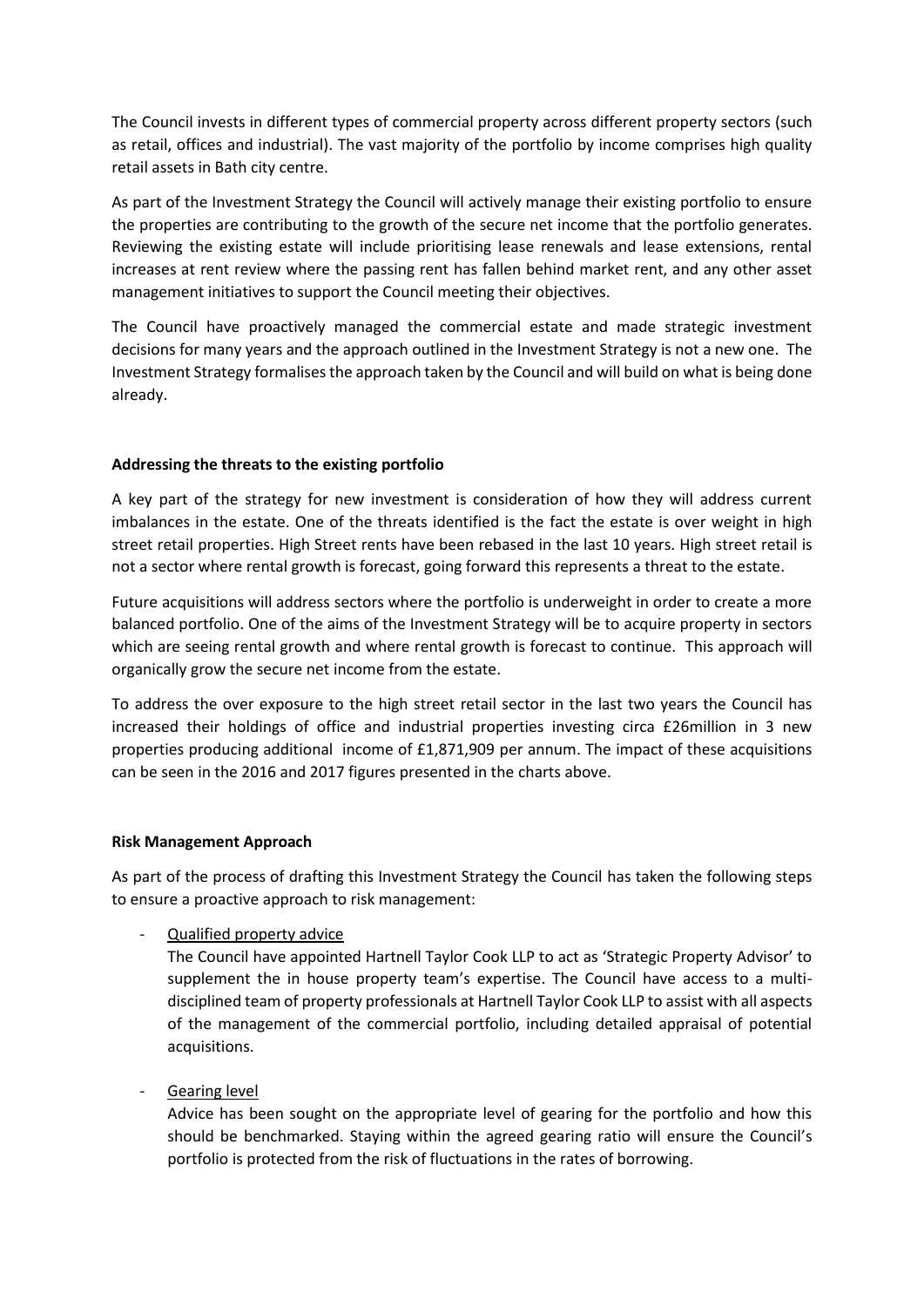The Council invests in different types of commercial property across different property sectors (such as retail, offices and industrial). The vast majority of the portfolio by income comprises high quality retail assets in Bath city centre.

As part of the Investment Strategy the Council will actively manage their existing portfolio to ensure the properties are contributing to the growth of the secure net income that the portfolio generates. Reviewing the existing estate will include prioritising lease renewals and lease extensions, rental increases at rent review where the passing rent has fallen behind market rent, and any other asset management initiatives to support the Council meeting their objectives.

The Council have proactively managed the commercial estate and made strategic investment decisions for many years and the approach outlined in the Investment Strategy is not a new one. The Investment Strategy formalises the approach taken by the Council and will build on what is being done already.

**Addressing the threats to the existing portfolio**

A key part of the strategy for new investment is consideration of how they will address current imbalances in the estate. One of the threats identified is the fact the estate is over weight in high street retail properties. High Street rents have been rebased in the last 10 years. High street retail is not a sector where rental growth is forecast, going forward this represents a threat to the estate.

Future acquisitions will address sectors where the portfolio is underweight in order to create a more balanced portfolio. One of the aims of the Investment Strategy will be to acquire property in sectors which are seeing rental growth and where rental growth is forecast to continue. This approach will organically grow the secure net income from the estate.

To address the over exposure to the high street retail sector in the last two years the Council has increased their holdings of office and industrial properties investing circa £26million in 3 new properties producing additional income of £1,871,909 per annum. The impact of these acquisitions can be seen in the 2016 and 2017 figures presented in the charts above.

**Risk Management Approach**

As part of the process of drafting this Investment Strategy the Council has taken the following steps to ensure a proactive approach to risk management:

- Qualified property advice

  The Council have appointed Hartnell Taylor Cook LLP to act as 'Strategic Property Advisor' to supplement the in house property team's expertise. The Council have access to a multi-disciplined team of property professionals at Hartnell Taylor Cook LLP to assist with all aspects of the management of the commercial portfolio, including detailed appraisal of potential acquisitions.

- Gearing level

  Advice has been sought on the appropriate level of gearing for the portfolio and how this should be benchmarked. Staying within the agreed gearing ratio will ensure the Council's portfolio is protected from the risk of fluctuations in the rates of borrowing.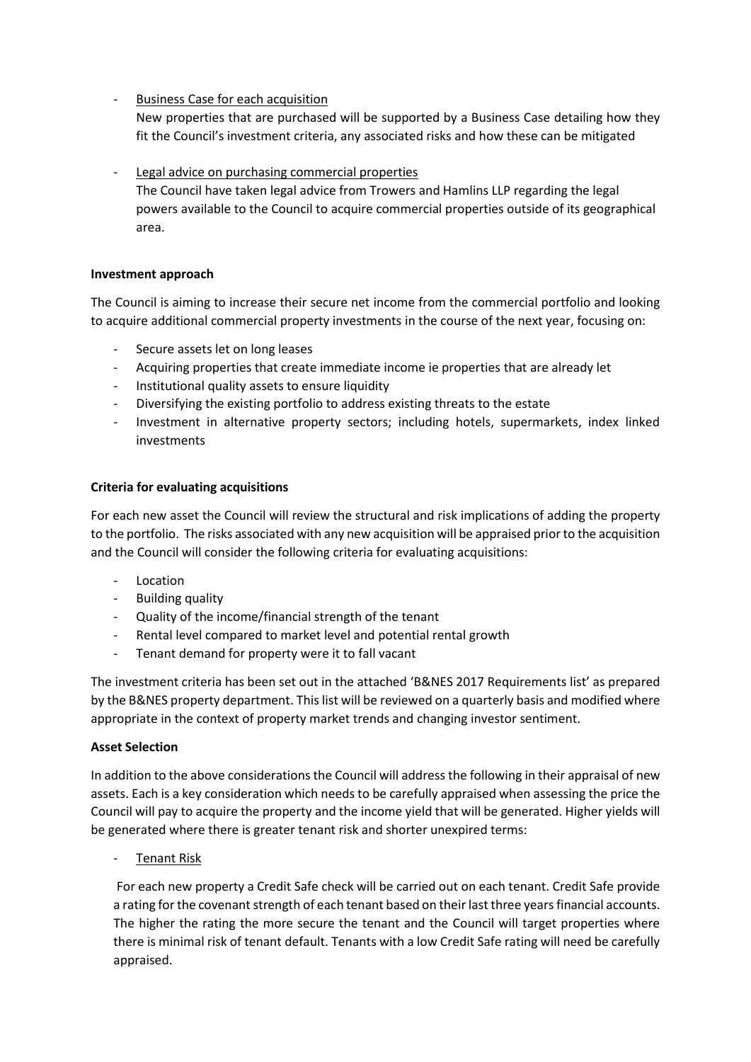- Business Case for each acquisition

  New properties that are purchased will be supported by a Business Case detailing how they fit the Council's investment criteria, any associated risks and how these can be mitigated

- Legal advice on purchasing commercial properties

  The Council have taken legal advice from Trowers and Hamlins LLP regarding the legal powers available to the Council to acquire commercial properties outside of its geographical area.

**Investment approach**

The Council is aiming to increase their secure net income from the commercial portfolio and looking to acquire additional commercial property investments in the course of the next year, focusing on:

- Secure assets let on long leases
- Acquiring properties that create immediate income ie properties that are already let
- Institutional quality assets to ensure liquidity
- Diversifying the existing portfolio to address existing threats to the estate
- Investment in alternative property sectors; including hotels, supermarkets, index linked investments

**Criteria for evaluating acquisitions**

For each new asset the Council will review the structural and risk implications of adding the property to the portfolio. The risks associated with any new acquisition will be appraised prior to the acquisition and the Council will consider the following criteria for evaluating acquisitions:

- Location
- Building quality
- Quality of the income/financial strength of the tenant
- Rental level compared to market level and potential rental growth
- Tenant demand for property were it to fall vacant

The investment criteria has been set out in the attached 'B&NES 2017 Requirements list' as prepared by the B&NES property department. This list will be reviewed on a quarterly basis and modified where appropriate in the context of property market trends and changing investor sentiment.

**Asset Selection**

In addition to the above considerations the Council will address the following in their appraisal of new assets. Each is a key consideration which needs to be carefully appraised when assessing the price the Council will pay to acquire the property and the income yield that will be generated. Higher yields will be generated where there is greater tenant risk and shorter unexpired terms:

- Tenant Risk

  For each new property a Credit Safe check will be carried out on each tenant. Credit Safe provide a rating for the covenant strength of each tenant based on their last three years financial accounts. The higher the rating the more secure the tenant and the Council will target properties where there is minimal risk of tenant default. Tenants with a low Credit Safe rating will need be carefully appraised.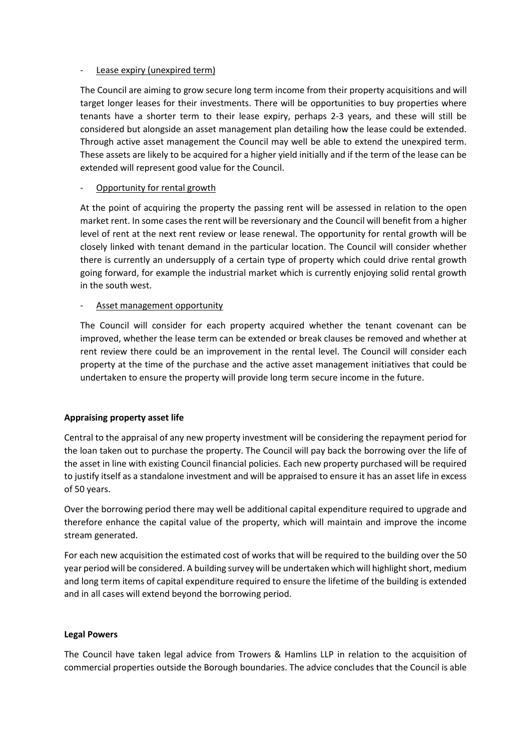- Lease expiry (unexpired term)

  The Council are aiming to grow secure long term income from their property acquisitions and will target longer leases for their investments. There will be opportunities to buy properties where tenants have a shorter term to their lease expiry, perhaps 2-3 years, and these will still be considered but alongside an asset management plan detailing how the lease could be extended. Through active asset management the Council may well be able to extend the unexpired term. These assets are likely to be acquired for a higher yield initially and if the term of the lease can be extended will represent good value for the Council.

- Opportunity for rental growth

  At the point of acquiring the property the passing rent will be assessed in relation to the open market rent. In some cases the rent will be reversionary and the Council will benefit from a higher level of rent at the next rent review or lease renewal. The opportunity for rental growth will be closely linked with tenant demand in the particular location. The Council will consider whether there is currently an undersupply of a certain type of property which could drive rental growth going forward, for example the industrial market which is currently enjoying solid rental growth in the south west.

- Asset management opportunity

  The Council will consider for each property acquired whether the tenant covenant can be improved, whether the lease term can be extended or break clauses be removed and whether at rent review there could be an improvement in the rental level. The Council will consider each property at the time of the purchase and the active asset management initiatives that could be undertaken to ensure the property will provide long term secure income in the future.

**Appraising property asset life**

Central to the appraisal of any new property investment will be considering the repayment period for the loan taken out to purchase the property. The Council will pay back the borrowing over the life of the asset in line with existing Council financial policies. Each new property purchased will be required to justify itself as a standalone investment and will be appraised to ensure it has an asset life in excess of 50 years.

Over the borrowing period there may well be additional capital expenditure required to upgrade and therefore enhance the capital value of the property, which will maintain and improve the income stream generated.

For each new acquisition the estimated cost of works that will be required to the building over the 50 year period will be considered. A building survey will be undertaken which will highlight short, medium and long term items of capital expenditure required to ensure the lifetime of the building is extended and in all cases will extend beyond the borrowing period.

**Legal Powers**

The Council have taken legal advice from Trowers & Hamlins LLP in relation to the acquisition of commercial properties outside the Borough boundaries. The advice concludes that the Council is able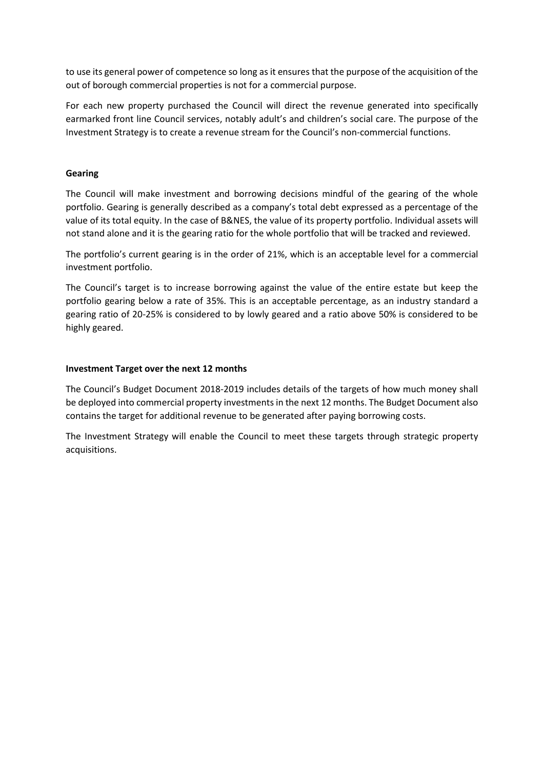to use its general power of competence so long as it ensures that the purpose of the acquisition of the out of borough commercial properties is not for a commercial purpose.

For each new property purchased the Council will direct the revenue generated into specifically earmarked front line Council services, notably adult's and children's social care. The purpose of the Investment Strategy is to create a revenue stream for the Council's non-commercial functions.

**Gearing**

The Council will make investment and borrowing decisions mindful of the gearing of the whole portfolio. Gearing is generally described as a company's total debt expressed as a percentage of the value of its total equity. In the case of B&NES, the value of its property portfolio. Individual assets will not stand alone and it is the gearing ratio for the whole portfolio that will be tracked and reviewed.

The portfolio's current gearing is in the order of 21%, which is an acceptable level for a commercial investment portfolio.

The Council's target is to increase borrowing against the value of the entire estate but keep the portfolio gearing below a rate of 35%. This is an acceptable percentage, as an industry standard a gearing ratio of 20-25% is considered to by lowly geared and a ratio above 50% is considered to be highly geared.

**Investment Target over the next 12 months**

The Council's Budget Document 2018-2019 includes details of the targets of how much money shall be deployed into commercial property investments in the next 12 months. The Budget Document also contains the target for additional revenue to be generated after paying borrowing costs.

The Investment Strategy will enable the Council to meet these targets through strategic property acquisitions.